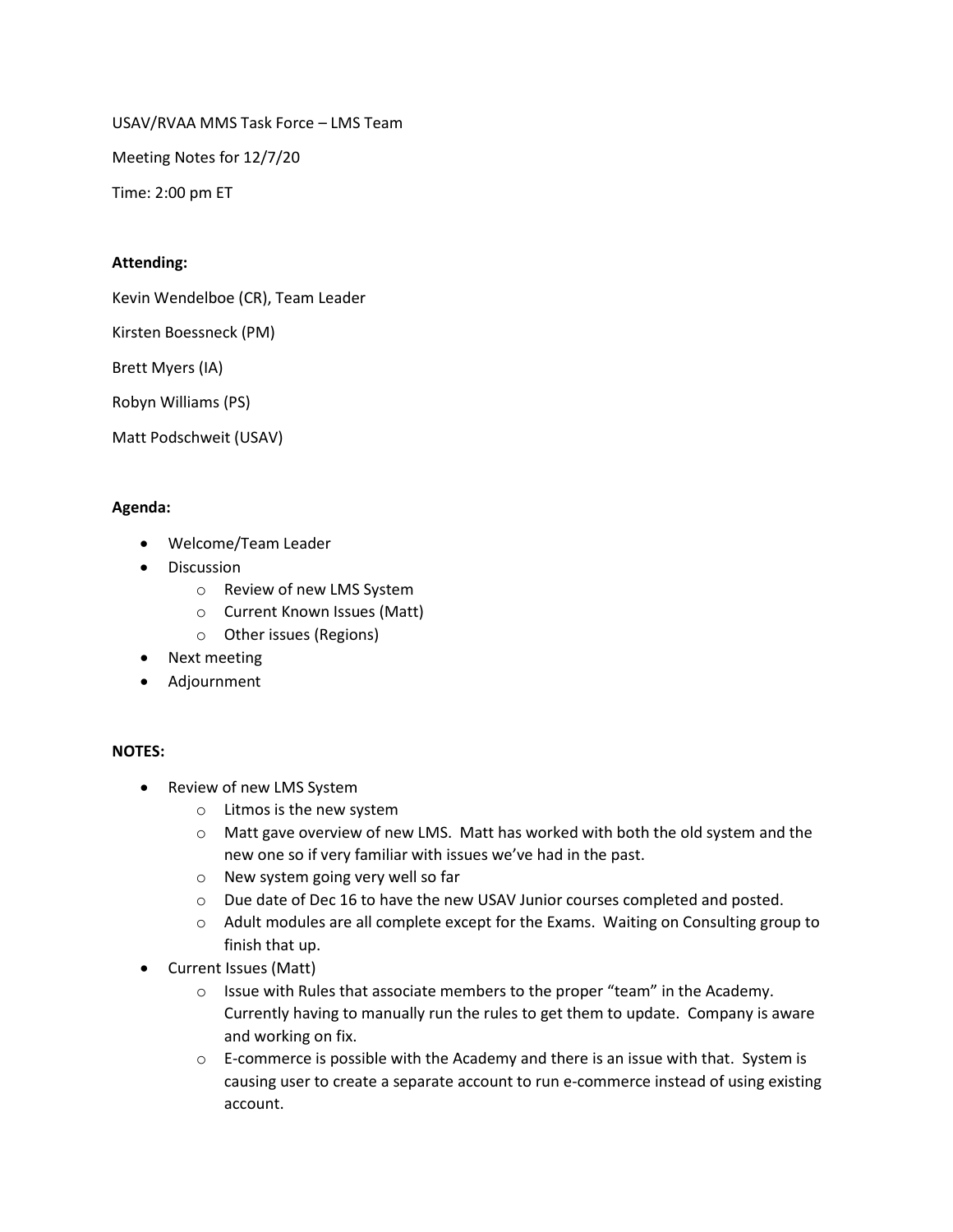USAV/RVAA MMS Task Force – LMS Team

Meeting Notes for 12/7/20

Time: 2:00 pm ET

**Attending:**

Kevin Wendelboe (CR), Team Leader

Kirsten Boessneck (PM)

Brett Myers (IA)

Robyn Williams (PS)

Matt Podschweit (USAV)

**Agenda:**

- Welcome/Team Leader
- Discussion
  - Review of new LMS System
  - Current Known Issues (Matt)
  - Other issues (Regions)
- Next meeting
- Adjournment

**NOTES:**

- Review of new LMS System
  - Litmos is the new system
  - Matt gave overview of new LMS. Matt has worked with both the old system and the new one so if very familiar with issues we've had in the past.
  - New system going very well so far
  - Due date of Dec 16 to have the new USAV Junior courses completed and posted.
  - Adult modules are all complete except for the Exams. Waiting on Consulting group to finish that up.
- Current Issues (Matt)
  - Issue with Rules that associate members to the proper "team" in the Academy. Currently having to manually run the rules to get them to update. Company is aware and working on fix.
  - E-commerce is possible with the Academy and there is an issue with that. System is causing user to create a separate account to run e-commerce instead of using existing account.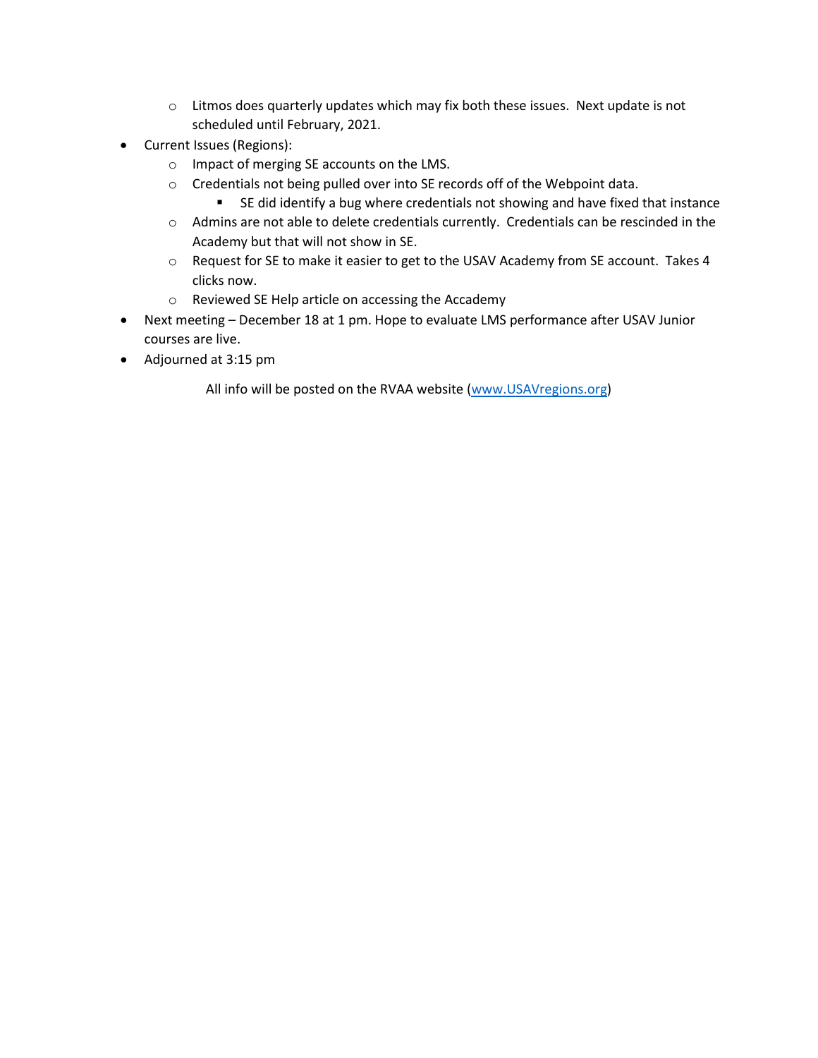- Litmos does quarterly updates which may fix both these issues. Next update is not scheduled until February, 2021.
- Current Issues (Regions):
  - Impact of merging SE accounts on the LMS.
  - Credentials not being pulled over into SE records off of the Webpoint data.
    - SE did identify a bug where credentials not showing and have fixed that instance
  - Admins are not able to delete credentials currently. Credentials can be rescinded in the Academy but that will not show in SE.
  - Request for SE to make it easier to get to the USAV Academy from SE account. Takes 4 clicks now.
  - Reviewed SE Help article on accessing the Accademy
- Next meeting – December 18 at 1 pm. Hope to evaluate LMS performance after USAV Junior courses are live.
- Adjourned at 3:15 pm

All info will be posted on the RVAA website ([www.USAVregions.org](http://www.USAVregions.org))